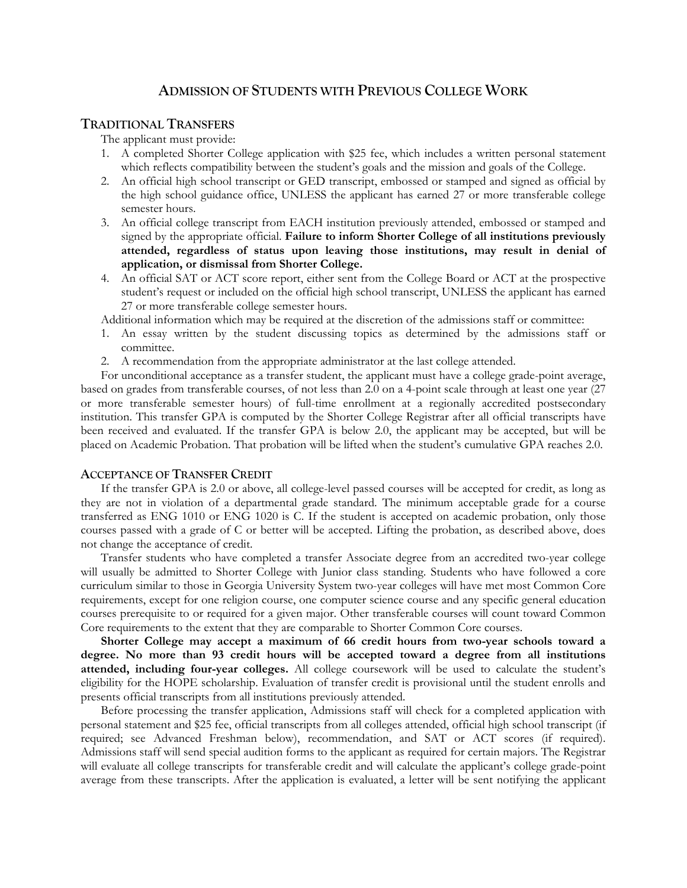# Admission of Students with Previous College Work

## Traditional Transfers

The applicant must provide:

1. A completed Shorter College application with $25 fee, which includes a written personal statement which reflects compatibility between the student's goals and the mission and goals of the College.
2. An official high school transcript or GED transcript, embossed or stamped and signed as official by the high school guidance office, UNLESS the applicant has earned 27 or more transferable college semester hours.
3. An official college transcript from EACH institution previously attended, embossed or stamped and signed by the appropriate official. **Failure to inform Shorter College of all institutions previously attended, regardless of status upon leaving those institutions, may result in denial of application, or dismissal from Shorter College.**
4. An official SAT or ACT score report, either sent from the College Board or ACT at the prospective student's request or included on the official high school transcript, UNLESS the applicant has earned 27 or more transferable college semester hours.

Additional information which may be required at the discretion of the admissions staff or committee:

1. An essay written by the student discussing topics as determined by the admissions staff or committee.
2. A recommendation from the appropriate administrator at the last college attended.

For unconditional acceptance as a transfer student, the applicant must have a college grade-point average, based on grades from transferable courses, of not less than 2.0 on a 4-point scale through at least one year (27 or more transferable semester hours) of full-time enrollment at a regionally accredited postsecondary institution. This transfer GPA is computed by the Shorter College Registrar after all official transcripts have been received and evaluated. If the transfer GPA is below 2.0, the applicant may be accepted, but will be placed on Academic Probation. That probation will be lifted when the student's cumulative GPA reaches 2.0.

### Acceptance of Transfer Credit

If the transfer GPA is 2.0 or above, all college-level passed courses will be accepted for credit, as long as they are not in violation of a departmental grade standard. The minimum acceptable grade for a course transferred as ENG 1010 or ENG 1020 is C. If the student is accepted on academic probation, only those courses passed with a grade of C or better will be accepted. Lifting the probation, as described above, does not change the acceptance of credit.

Transfer students who have completed a transfer Associate degree from an accredited two-year college will usually be admitted to Shorter College with Junior class standing. Students who have followed a core curriculum similar to those in Georgia University System two-year colleges will have met most Common Core requirements, except for one religion course, one computer science course and any specific general education courses prerequisite to or required for a given major. Other transferable courses will count toward Common Core requirements to the extent that they are comparable to Shorter Common Core courses.

**Shorter College may accept a maximum of 66 credit hours from two-year schools toward a degree. No more than 93 credit hours will be accepted toward a degree from all institutions attended, including four-year colleges.** All college coursework will be used to calculate the student's eligibility for the HOPE scholarship. Evaluation of transfer credit is provisional until the student enrolls and presents official transcripts from all institutions previously attended.

Before processing the transfer application, Admissions staff will check for a completed application with personal statement and $25 fee, official transcripts from all colleges attended, official high school transcript (if required; see Advanced Freshman below), recommendation, and SAT or ACT scores (if required). Admissions staff will send special audition forms to the applicant as required for certain majors. The Registrar will evaluate all college transcripts for transferable credit and will calculate the applicant's college grade-point average from these transcripts. After the application is evaluated, a letter will be sent notifying the applicant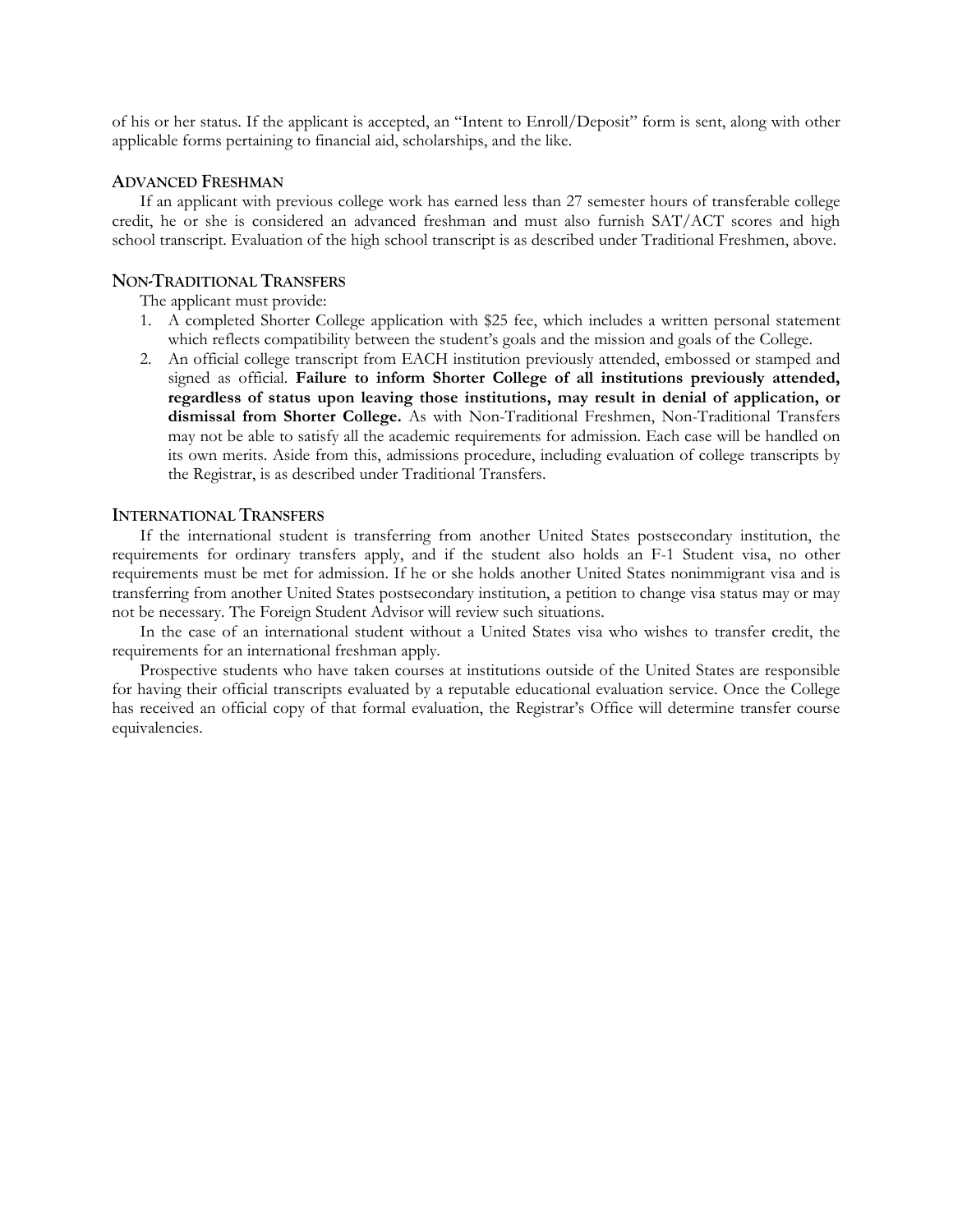of his or her status. If the applicant is accepted, an "Intent to Enroll/Deposit" form is sent, along with other applicable forms pertaining to financial aid, scholarships, and the like.

### Advanced Freshman

If an applicant with previous college work has earned less than 27 semester hours of transferable college credit, he or she is considered an advanced freshman and must also furnish SAT/ACT scores and high school transcript. Evaluation of the high school transcript is as described under Traditional Freshmen, above.

### Non-Traditional Transfers

The applicant must provide:

1. A completed Shorter College application with $25 fee, which includes a written personal statement which reflects compatibility between the student's goals and the mission and goals of the College.
2. An official college transcript from EACH institution previously attended, embossed or stamped and signed as official. **Failure to inform Shorter College of all institutions previously attended, regardless of status upon leaving those institutions, may result in denial of application, or dismissal from Shorter College.** As with Non-Traditional Freshmen, Non-Traditional Transfers may not be able to satisfy all the academic requirements for admission. Each case will be handled on its own merits. Aside from this, admissions procedure, including evaluation of college transcripts by the Registrar, is as described under Traditional Transfers.

### International Transfers

If the international student is transferring from another United States postsecondary institution, the requirements for ordinary transfers apply, and if the student also holds an F-1 Student visa, no other requirements must be met for admission. If he or she holds another United States nonimmigrant visa and is transferring from another United States postsecondary institution, a petition to change visa status may or may not be necessary. The Foreign Student Advisor will review such situations.

In the case of an international student without a United States visa who wishes to transfer credit, the requirements for an international freshman apply.

Prospective students who have taken courses at institutions outside of the United States are responsible for having their official transcripts evaluated by a reputable educational evaluation service. Once the College has received an official copy of that formal evaluation, the Registrar's Office will determine transfer course equivalencies.